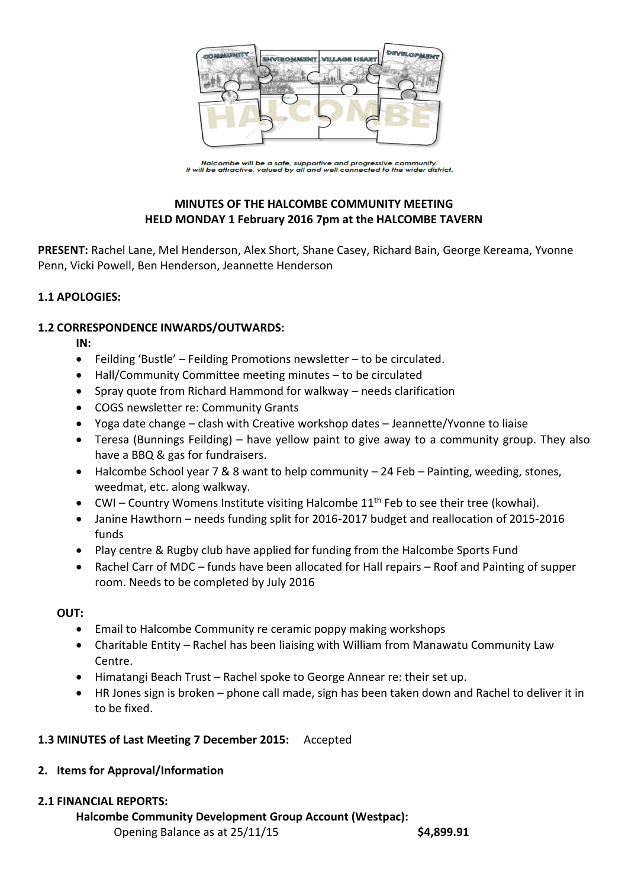Halcombe will be a safe, supportive and progressive community.
It will be attractive, valued by all and well connected to the wider district.

**MINUTES OF THE HALCOMBE COMMUNITY MEETING**
**HELD MONDAY 1 February 2016 7pm at the HALCOMBE TAVERN**

**PRESENT:** Rachel Lane, Mel Henderson, Alex Short, Shane Casey, Richard Bain, George Kereama, Yvonne Penn, Vicki Powell, Ben Henderson, Jeannette Henderson

**1.1 APOLOGIES:**

**1.2 CORRESPONDENCE INWARDS/OUTWARDS:**

**IN:**

- Feilding 'Bustle' – Feilding Promotions newsletter – to be circulated.
- Hall/Community Committee meeting minutes – to be circulated
- Spray quote from Richard Hammond for walkway – needs clarification
- COGS newsletter re: Community Grants
- Yoga date change – clash with Creative workshop dates – Jeannette/Yvonne to liaise
- Teresa (Bunnings Feilding) – have yellow paint to give away to a community group. They also have a BBQ & gas for fundraisers.
- Halcombe School year 7 & 8 want to help community – 24 Feb – Painting, weeding, stones, weedmat, etc. along walkway.
- CWI – Country Womens Institute visiting Halcombe 11th Feb to see their tree (kowhai).
- Janine Hawthorn – needs funding split for 2016-2017 budget and reallocation of 2015-2016 funds
- Play centre & Rugby club have applied for funding from the Halcombe Sports Fund
- Rachel Carr of MDC – funds have been allocated for Hall repairs – Roof and Painting of supper room. Needs to be completed by July 2016

**OUT:**

- Email to Halcombe Community re ceramic poppy making workshops
- Charitable Entity – Rachel has been liaising with William from Manawatu Community Law Centre.
- Himatangi Beach Trust – Rachel spoke to George Annear re: their set up.
- HR Jones sign is broken – phone call made, sign has been taken down and Rachel to deliver it in to be fixed.

**1.3 MINUTES of Last Meeting 7 December 2015:** Accepted

**2. Items for Approval/Information**

**2.1 FINANCIAL REPORTS:**

**Halcombe Community Development Group Account (Westpac):**

Opening Balance as at 25/11/15 **$4,899.91**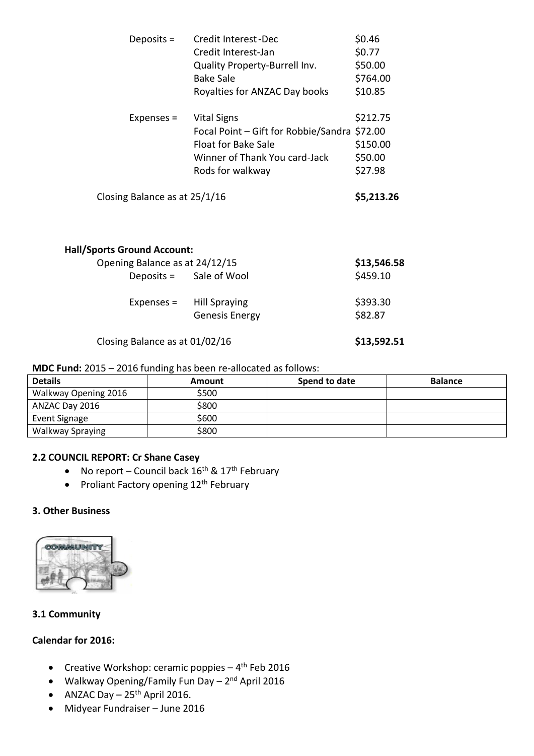Deposits = Credit Interest-Dec $0.46
Credit Interest-Jan $0.77
Quality Property-Burrell Inv. $50.00
Bake Sale $764.00
Royalties for ANZAC Day books $10.85

Expenses = Vital Signs $212.75
Focal Point – Gift for Robbie/Sandra $72.00
Float for Bake Sale $150.00
Winner of Thank You card-Jack $50.00
Rods for walkway $27.98

Closing Balance as at 25/1/16 **$5,213.26**

**Hall/Sports Ground Account:**

Opening Balance as at 24/12/15 **$13,546.58**

Deposits = Sale of Wool $459.10

Expenses = Hill Spraying $393.30
Genesis Energy $82.87

Closing Balance as at 01/02/16 **$13,592.51**

**MDC Fund:** 2015 – 2016 funding has been re-allocated as follows:

| Details | Amount | Spend to date | Balance |
| --- | --- | --- | --- |
| Walkway Opening 2016 | $500 | | |
| ANZAC Day 2016 | $800 | | |
| Event Signage | $600 | | |
| Walkway Spraying | $800 | | |

### 2.2 COUNCIL REPORT: Cr Shane Casey

- No report – Council back 16th & 17th February
- Proliant Factory opening 12th February

### 3. Other Business

### 3.1 Community

**Calendar for 2016:**

- Creative Workshop: ceramic poppies – 4th Feb 2016
- Walkway Opening/Family Fun Day – 2nd April 2016
- ANZAC Day – 25th April 2016.
- Midyear Fundraiser – June 2016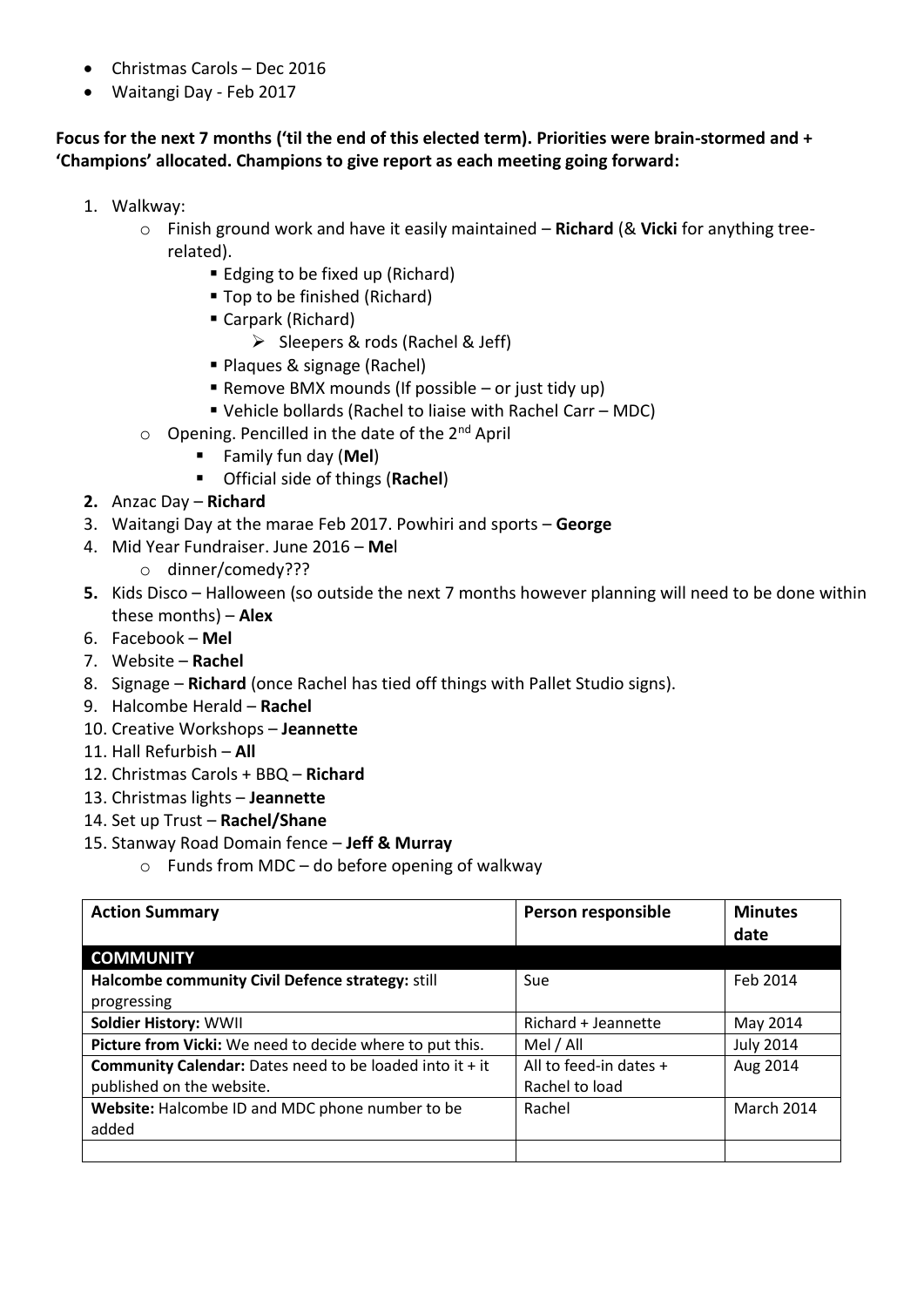- Christmas Carols – Dec 2016
- Waitangi Day - Feb 2017

**Focus for the next 7 months ('til the end of this elected term). Priorities were brain-stormed and + 'Champions' allocated. Champions to give report as each meeting going forward:**

1. Walkway:
    - Finish ground work and have it easily maintained – **Richard** (& **Vicki** for anything tree-related).
        - Edging to be fixed up (Richard)
        - Top to be finished (Richard)
        - Carpark (Richard)
            - Sleepers & rods (Rachel & Jeff)
        - Plaques & signage (Rachel)
        - Remove BMX mounds (If possible – or just tidy up)
        - Vehicle bollards (Rachel to liaise with Rachel Carr – MDC)
    - Opening. Pencilled in the date of the 2nd April
        - Family fun day (**Mel**)
        - Official side of things (**Rachel**)
2. Anzac Day – **Richard**
3. Waitangi Day at the marae Feb 2017. Powhiri and sports – **George**
4. Mid Year Fundraiser. June 2016 – **Me**l
    - dinner/comedy???
5. Kids Disco – Halloween (so outside the next 7 months however planning will need to be done within these months) – **Alex**
6. Facebook – **Mel**
7. Website – **Rachel**
8. Signage – **Richard** (once Rachel has tied off things with Pallet Studio signs).
9. Halcombe Herald – **Rachel**
10. Creative Workshops – **Jeannette**
11. Hall Refurbish – **All**
12. Christmas Carols + BBQ – **Richard**
13. Christmas lights – **Jeannette**
14. Set up Trust – **Rachel/Shane**
15. Stanway Road Domain fence – **Jeff & Murray**
    - Funds from MDC – do before opening of walkway

| **Action Summary** | **Person responsible** | **Minutes date** |
|---|---|---|
| **COMMUNITY** | | |
| **Halcombe community Civil Defence strategy:** still progressing | Sue | Feb 2014 |
| **Soldier History:** WWII | Richard + Jeannette | May 2014 |
| **Picture from Vicki:** We need to decide where to put this. | Mel / All | July 2014 |
| **Community Calendar:** Dates need to be loaded into it + it published on the website. | All to feed-in dates + Rachel to load | Aug 2014 |
| **Website:** Halcombe ID and MDC phone number to be added | Rachel | March 2014 |
| | | |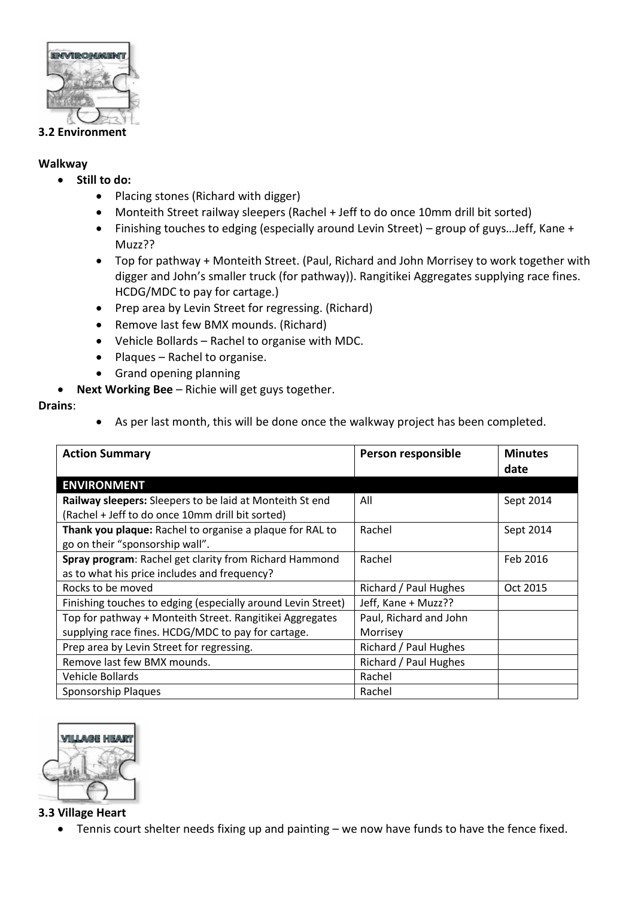### 3.2 Environment

**Walkway**

- **Still to do:**
  - Placing stones (Richard with digger)
  - Monteith Street railway sleepers (Rachel + Jeff to do once 10mm drill bit sorted)
  - Finishing touches to edging (especially around Levin Street) – group of guys…Jeff, Kane + Muzz??
  - Top for pathway + Monteith Street. (Paul, Richard and John Morrisey to work together with digger and John's smaller truck (for pathway)). Rangitikei Aggregates supplying race fines. HCDG/MDC to pay for cartage.)
  - Prep area by Levin Street for regressing. (Richard)
  - Remove last few BMX mounds. (Richard)
  - Vehicle Bollards – Rachel to organise with MDC.
  - Plaques – Rachel to organise.
  - Grand opening planning
- **Next Working Bee** – Richie will get guys together.

**Drains**:

- As per last month, this will be done once the walkway project has been completed.

| Action Summary | Person responsible | Minutes date |
|---|---|---|
| **ENVIRONMENT** | | |
| **Railway sleepers:** Sleepers to be laid at Monteith St end (Rachel + Jeff to do once 10mm drill bit sorted) | All | Sept 2014 |
| **Thank you plaque:** Rachel to organise a plaque for RAL to go on their "sponsorship wall". | Rachel | Sept 2014 |
| **Spray program**: Rachel get clarity from Richard Hammond as to what his price includes and frequency? | Rachel | Feb 2016 |
| Rocks to be moved | Richard / Paul Hughes | Oct 2015 |
| Finishing touches to edging (especially around Levin Street) | Jeff, Kane + Muzz?? | |
| Top for pathway + Monteith Street. Rangitikei Aggregates supplying race fines. HCDG/MDC to pay for cartage. | Paul, Richard and John Morrisey | |
| Prep area by Levin Street for regressing. | Richard / Paul Hughes | |
| Remove last few BMX mounds. | Richard / Paul Hughes | |
| Vehicle Bollards | Rachel | |
| Sponsorship Plaques | Rachel | |

### 3.3 Village Heart

- Tennis court shelter needs fixing up and painting – we now have funds to have the fence fixed.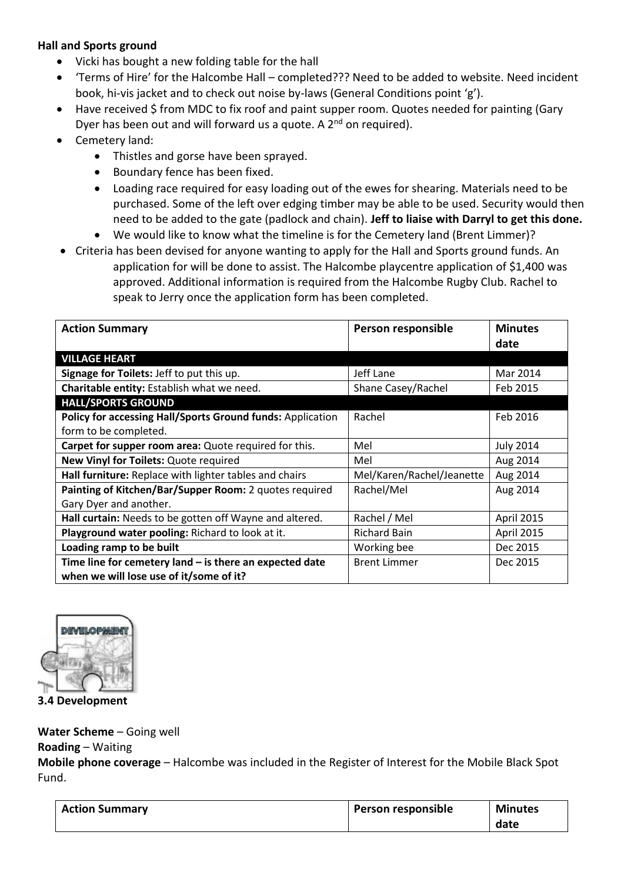**Hall and Sports ground**

- Vicki has bought a new folding table for the hall
- 'Terms of Hire' for the Halcombe Hall – completed??? Need to be added to website. Need incident book, hi-vis jacket and to check out noise by-laws (General Conditions point 'g').
- Have received $ from MDC to fix roof and paint supper room. Quotes needed for painting (Gary Dyer has been out and will forward us a quote. A 2nd on required).
- Cemetery land:
    - Thistles and gorse have been sprayed.
    - Boundary fence has been fixed.
    - Loading race required for easy loading out of the ewes for shearing. Materials need to be purchased. Some of the left over edging timber may be able to be used. Security would then need to be added to the gate (padlock and chain). **Jeff to liaise with Darryl to get this done.**
    - We would like to know what the timeline is for the Cemetery land (Brent Limmer)?
- Criteria has been devised for anyone wanting to apply for the Hall and Sports ground funds. An application for will be done to assist. The Halcombe playcentre application of $1,400 was approved. Additional information is required from the Halcombe Rugby Club. Rachel to speak to Jerry once the application form has been completed.

| Action Summary | Person responsible | Minutes date |
|---|---|---|
| **VILLAGE HEART** | | |
| **Signage for Toilets:** Jeff to put this up. | Jeff Lane | Mar 2014 |
| **Charitable entity:** Establish what we need. | Shane Casey/Rachel | Feb 2015 |
| **HALL/SPORTS GROUND** | | |
| **Policy for accessing Hall/Sports Ground funds:** Application form to be completed. | Rachel | Feb 2016 |
| **Carpet for supper room area:** Quote required for this. | Mel | July 2014 |
| **New Vinyl for Toilets:** Quote required | Mel | Aug 2014 |
| **Hall furniture:** Replace with lighter tables and chairs | Mel/Karen/Rachel/Jeanette | Aug 2014 |
| **Painting of Kitchen/Bar/Supper Room:** 2 quotes required Gary Dyer and another. | Rachel/Mel | Aug 2014 |
| **Hall curtain:** Needs to be gotten off Wayne and altered. | Rachel / Mel | April 2015 |
| **Playground water pooling:** Richard to look at it. | Richard Bain | April 2015 |
| **Loading ramp to be built** | Working bee | Dec 2015 |
| **Time line for cemetery land – is there an expected date when we will lose use of it/some of it?** | Brent Limmer | Dec 2015 |

### 3.4 Development

**Water Scheme** – Going well

**Roading** – Waiting

**Mobile phone coverage** – Halcombe was included in the Register of Interest for the Mobile Black Spot Fund.

| Action Summary | Person responsible | Minutes date |
|---|---|---|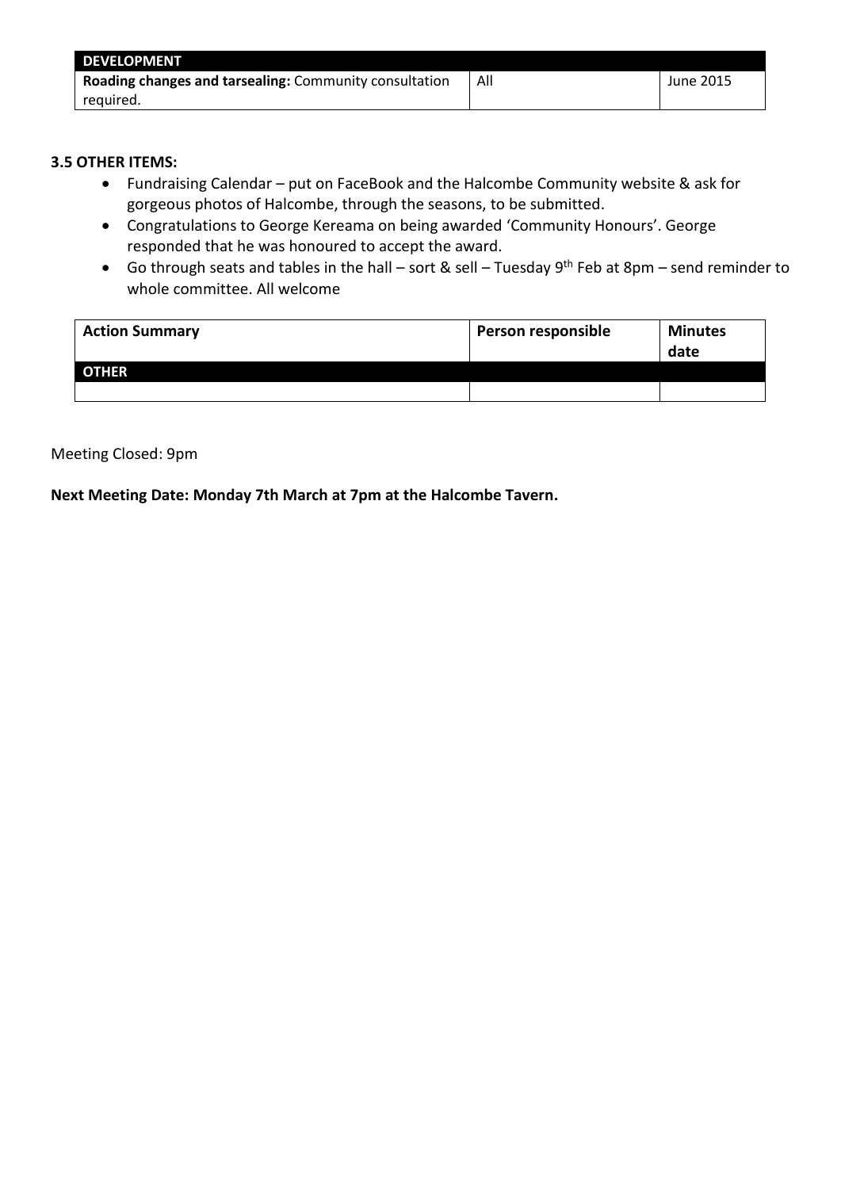| | | |
|---|---|---|
| **DEVELOPMENT** | | |
| **Roading changes and tarsealing:** Community consultation required. | All | June 2015 |

**3.5 OTHER ITEMS:**

- Fundraising Calendar – put on FaceBook and the Halcombe Community website & ask for gorgeous photos of Halcombe, through the seasons, to be submitted.
- Congratulations to George Kereama on being awarded 'Community Honours'. George responded that he was honoured to accept the award.
- Go through seats and tables in the hall – sort & sell – Tuesday 9th Feb at 8pm – send reminder to whole committee. All welcome

| Action Summary | Person responsible | Minutes date |
|---|---|---|
| **OTHER** | | |
| | | |

Meeting Closed: 9pm

**Next Meeting Date: Monday 7th March at 7pm at the Halcombe Tavern.**